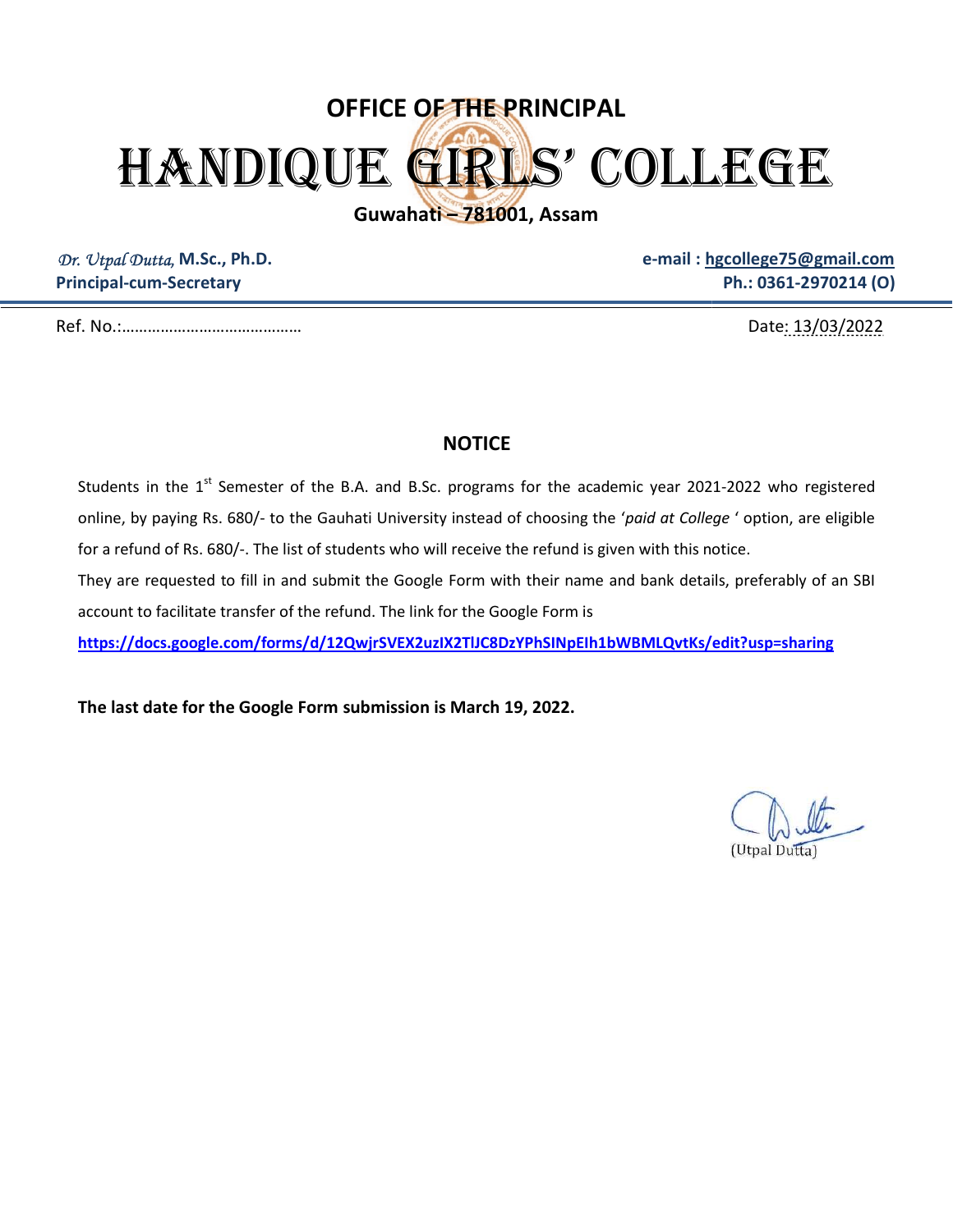# OFFICE OF THE PRINCIPAL

# HANDIQUE GIRLS' COLLEGE

**Guwahati – 781001, Assam**

*Dr. Utpal Dutta,* **M.Sc., Ph.D.**
**Principal-cum-Secretary**

**e-mail : hgcollege75@gmail.com**
**Ph.: 0361-2970214 (O)**

Ref. No.:……………………………………

Date: 13/03/2022

## NOTICE

Students in the 1st Semester of the B.A. and B.Sc. programs for the academic year 2021-2022 who registered online, by paying Rs. 680/- to the Gauhati University instead of choosing the '*paid at College* ' option, are eligible for a refund of Rs. 680/-. The list of students who will receive the refund is given with this notice.

They are requested to fill in and submit the Google Form with their name and bank details, preferably of an SBI account to facilitate transfer of the refund. The link for the Google Form is

**https://docs.google.com/forms/d/12QwjrSVEX2uzIX2TlJC8DzYPhSINpEIh1bWBMLQvtKs/edit?usp=sharing**

**The last date for the Google Form submission is March 19, 2022.**

(Utpal Dutta)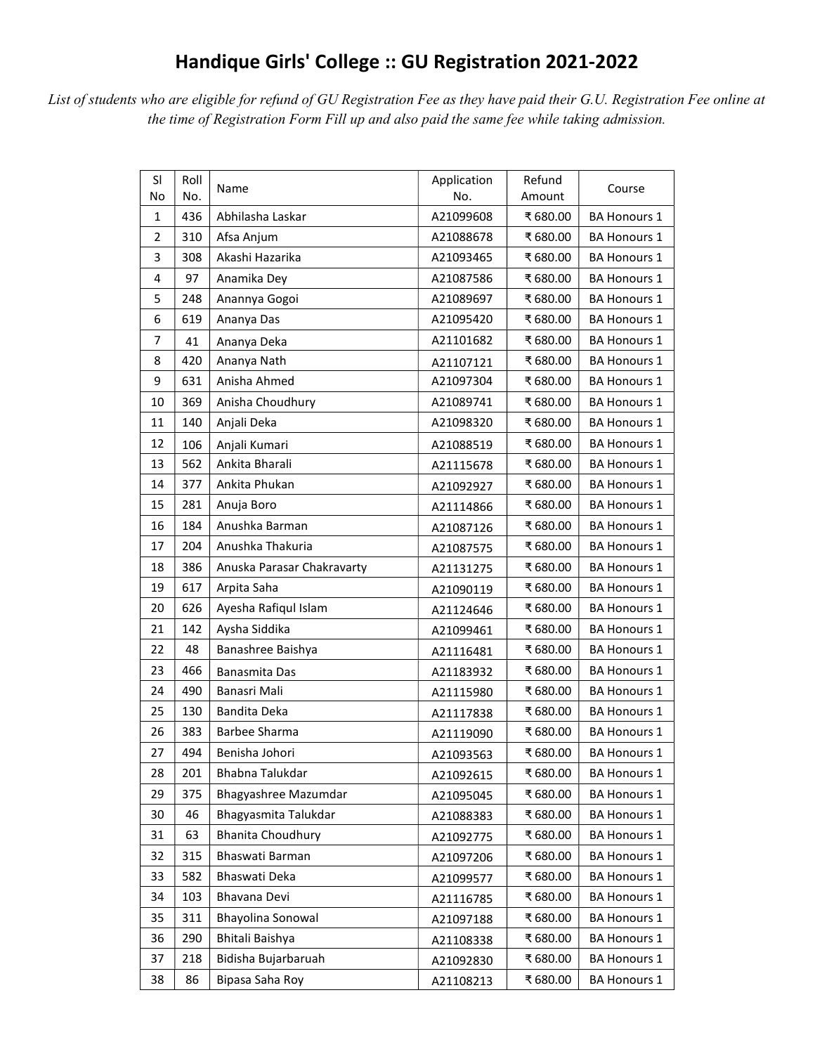# Handique Girls' College :: GU Registration 2021-2022

*List of students who are eligible for refund of GU Registration Fee as they have paid their G.U. Registration Fee online at the time of Registration Form Fill up and also paid the same fee while taking admission.*

| Sl No | Roll No. | Name | Application No. | Refund Amount | Course |
|---|---|---|---|---|---|
| 1 | 436 | Abhilasha Laskar | A21099608 | ₹ 680.00 | BA Honours 1 |
| 2 | 310 | Afsa Anjum | A21088678 | ₹ 680.00 | BA Honours 1 |
| 3 | 308 | Akashi Hazarika | A21093465 | ₹ 680.00 | BA Honours 1 |
| 4 | 97 | Anamika Dey | A21087586 | ₹ 680.00 | BA Honours 1 |
| 5 | 248 | Anannya Gogoi | A21089697 | ₹ 680.00 | BA Honours 1 |
| 6 | 619 | Ananya Das | A21095420 | ₹ 680.00 | BA Honours 1 |
| 7 | 41 | Ananya Deka | A21101682 | ₹ 680.00 | BA Honours 1 |
| 8 | 420 | Ananya Nath | A21107121 | ₹ 680.00 | BA Honours 1 |
| 9 | 631 | Anisha Ahmed | A21097304 | ₹ 680.00 | BA Honours 1 |
| 10 | 369 | Anisha Choudhury | A21089741 | ₹ 680.00 | BA Honours 1 |
| 11 | 140 | Anjali Deka | A21098320 | ₹ 680.00 | BA Honours 1 |
| 12 | 106 | Anjali Kumari | A21088519 | ₹ 680.00 | BA Honours 1 |
| 13 | 562 | Ankita Bharali | A21115678 | ₹ 680.00 | BA Honours 1 |
| 14 | 377 | Ankita Phukan | A21092927 | ₹ 680.00 | BA Honours 1 |
| 15 | 281 | Anuja Boro | A21114866 | ₹ 680.00 | BA Honours 1 |
| 16 | 184 | Anushka Barman | A21087126 | ₹ 680.00 | BA Honours 1 |
| 17 | 204 | Anushka Thakuria | A21087575 | ₹ 680.00 | BA Honours 1 |
| 18 | 386 | Anuska Parasar Chakravarty | A21131275 | ₹ 680.00 | BA Honours 1 |
| 19 | 617 | Arpita Saha | A21090119 | ₹ 680.00 | BA Honours 1 |
| 20 | 626 | Ayesha Rafiqul Islam | A21124646 | ₹ 680.00 | BA Honours 1 |
| 21 | 142 | Aysha Siddika | A21099461 | ₹ 680.00 | BA Honours 1 |
| 22 | 48 | Banashree Baishya | A21116481 | ₹ 680.00 | BA Honours 1 |
| 23 | 466 | Banasmita Das | A21183932 | ₹ 680.00 | BA Honours 1 |
| 24 | 490 | Banasri Mali | A21115980 | ₹ 680.00 | BA Honours 1 |
| 25 | 130 | Bandita Deka | A21117838 | ₹ 680.00 | BA Honours 1 |
| 26 | 383 | Barbee Sharma | A21119090 | ₹ 680.00 | BA Honours 1 |
| 27 | 494 | Benisha Johori | A21093563 | ₹ 680.00 | BA Honours 1 |
| 28 | 201 | Bhabna Talukdar | A21092615 | ₹ 680.00 | BA Honours 1 |
| 29 | 375 | Bhagyashree Mazumdar | A21095045 | ₹ 680.00 | BA Honours 1 |
| 30 | 46 | Bhagyasmita Talukdar | A21088383 | ₹ 680.00 | BA Honours 1 |
| 31 | 63 | Bhanita Choudhury | A21092775 | ₹ 680.00 | BA Honours 1 |
| 32 | 315 | Bhaswati Barman | A21097206 | ₹ 680.00 | BA Honours 1 |
| 33 | 582 | Bhaswati Deka | A21099577 | ₹ 680.00 | BA Honours 1 |
| 34 | 103 | Bhavana Devi | A21116785 | ₹ 680.00 | BA Honours 1 |
| 35 | 311 | Bhayolina Sonowal | A21097188 | ₹ 680.00 | BA Honours 1 |
| 36 | 290 | Bhitali Baishya | A21108338 | ₹ 680.00 | BA Honours 1 |
| 37 | 218 | Bidisha Bujarbaruah | A21092830 | ₹ 680.00 | BA Honours 1 |
| 38 | 86 | Bipasa Saha Roy | A21108213 | ₹ 680.00 | BA Honours 1 |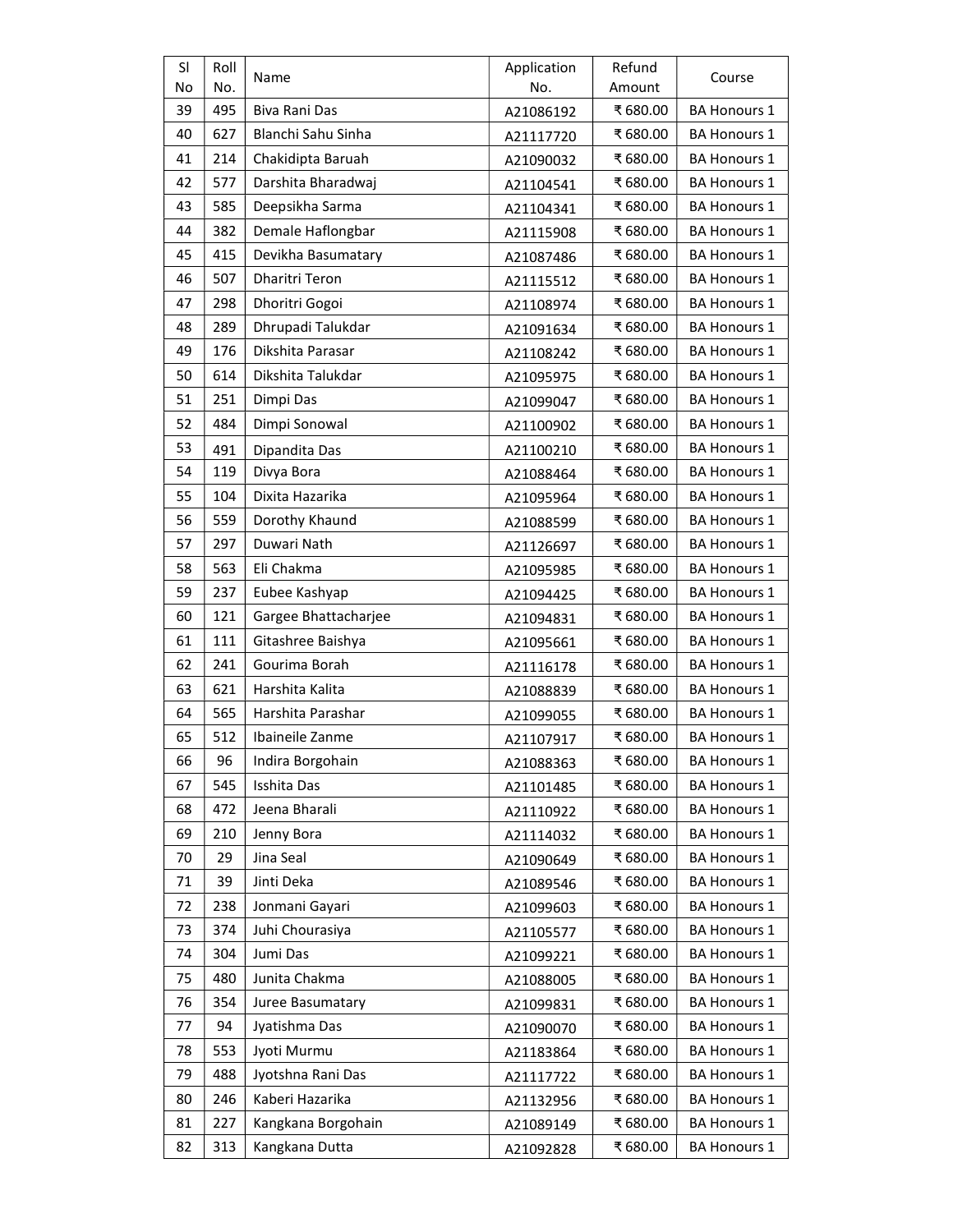| Sl No | Roll No. | Name | Application No. | Refund Amount | Course |
|---|---|---|---|---|---|
| 39 | 495 | Biva Rani Das | A21086192 | ₹ 680.00 | BA Honours 1 |
| 40 | 627 | Blanchi Sahu Sinha | A21117720 | ₹ 680.00 | BA Honours 1 |
| 41 | 214 | Chakidipta Baruah | A21090032 | ₹ 680.00 | BA Honours 1 |
| 42 | 577 | Darshita Bharadwaj | A21104541 | ₹ 680.00 | BA Honours 1 |
| 43 | 585 | Deepsikha Sarma | A21104341 | ₹ 680.00 | BA Honours 1 |
| 44 | 382 | Demale Haflongbar | A21115908 | ₹ 680.00 | BA Honours 1 |
| 45 | 415 | Devikha Basumatary | A21087486 | ₹ 680.00 | BA Honours 1 |
| 46 | 507 | Dharitri Teron | A21115512 | ₹ 680.00 | BA Honours 1 |
| 47 | 298 | Dhoritri Gogoi | A21108974 | ₹ 680.00 | BA Honours 1 |
| 48 | 289 | Dhrupadi Talukdar | A21091634 | ₹ 680.00 | BA Honours 1 |
| 49 | 176 | Dikshita Parasar | A21108242 | ₹ 680.00 | BA Honours 1 |
| 50 | 614 | Dikshita Talukdar | A21095975 | ₹ 680.00 | BA Honours 1 |
| 51 | 251 | Dimpi Das | A21099047 | ₹ 680.00 | BA Honours 1 |
| 52 | 484 | Dimpi Sonowal | A21100902 | ₹ 680.00 | BA Honours 1 |
| 53 | 491 | Dipandita Das | A21100210 | ₹ 680.00 | BA Honours 1 |
| 54 | 119 | Divya Bora | A21088464 | ₹ 680.00 | BA Honours 1 |
| 55 | 104 | Dixita Hazarika | A21095964 | ₹ 680.00 | BA Honours 1 |
| 56 | 559 | Dorothy Khaund | A21088599 | ₹ 680.00 | BA Honours 1 |
| 57 | 297 | Duwari Nath | A21126697 | ₹ 680.00 | BA Honours 1 |
| 58 | 563 | Eli Chakma | A21095985 | ₹ 680.00 | BA Honours 1 |
| 59 | 237 | Eubee Kashyap | A21094425 | ₹ 680.00 | BA Honours 1 |
| 60 | 121 | Gargee Bhattacharjee | A21094831 | ₹ 680.00 | BA Honours 1 |
| 61 | 111 | Gitashree Baishya | A21095661 | ₹ 680.00 | BA Honours 1 |
| 62 | 241 | Gourima Borah | A21116178 | ₹ 680.00 | BA Honours 1 |
| 63 | 621 | Harshita Kalita | A21088839 | ₹ 680.00 | BA Honours 1 |
| 64 | 565 | Harshita Parashar | A21099055 | ₹ 680.00 | BA Honours 1 |
| 65 | 512 | Ibaineile Zanme | A21107917 | ₹ 680.00 | BA Honours 1 |
| 66 | 96 | Indira Borgohain | A21088363 | ₹ 680.00 | BA Honours 1 |
| 67 | 545 | Isshita Das | A21101485 | ₹ 680.00 | BA Honours 1 |
| 68 | 472 | Jeena Bharali | A21110922 | ₹ 680.00 | BA Honours 1 |
| 69 | 210 | Jenny Bora | A21114032 | ₹ 680.00 | BA Honours 1 |
| 70 | 29 | Jina Seal | A21090649 | ₹ 680.00 | BA Honours 1 |
| 71 | 39 | Jinti Deka | A21089546 | ₹ 680.00 | BA Honours 1 |
| 72 | 238 | Jonmani Gayari | A21099603 | ₹ 680.00 | BA Honours 1 |
| 73 | 374 | Juhi Chourasiya | A21105577 | ₹ 680.00 | BA Honours 1 |
| 74 | 304 | Jumi Das | A21099221 | ₹ 680.00 | BA Honours 1 |
| 75 | 480 | Junita Chakma | A21088005 | ₹ 680.00 | BA Honours 1 |
| 76 | 354 | Juree Basumatary | A21099831 | ₹ 680.00 | BA Honours 1 |
| 77 | 94 | Jyatishma Das | A21090070 | ₹ 680.00 | BA Honours 1 |
| 78 | 553 | Jyoti Murmu | A21183864 | ₹ 680.00 | BA Honours 1 |
| 79 | 488 | Jyotshna Rani Das | A21117722 | ₹ 680.00 | BA Honours 1 |
| 80 | 246 | Kaberi Hazarika | A21132956 | ₹ 680.00 | BA Honours 1 |
| 81 | 227 | Kangkana Borgohain | A21089149 | ₹ 680.00 | BA Honours 1 |
| 82 | 313 | Kangkana Dutta | A21092828 | ₹ 680.00 | BA Honours 1 |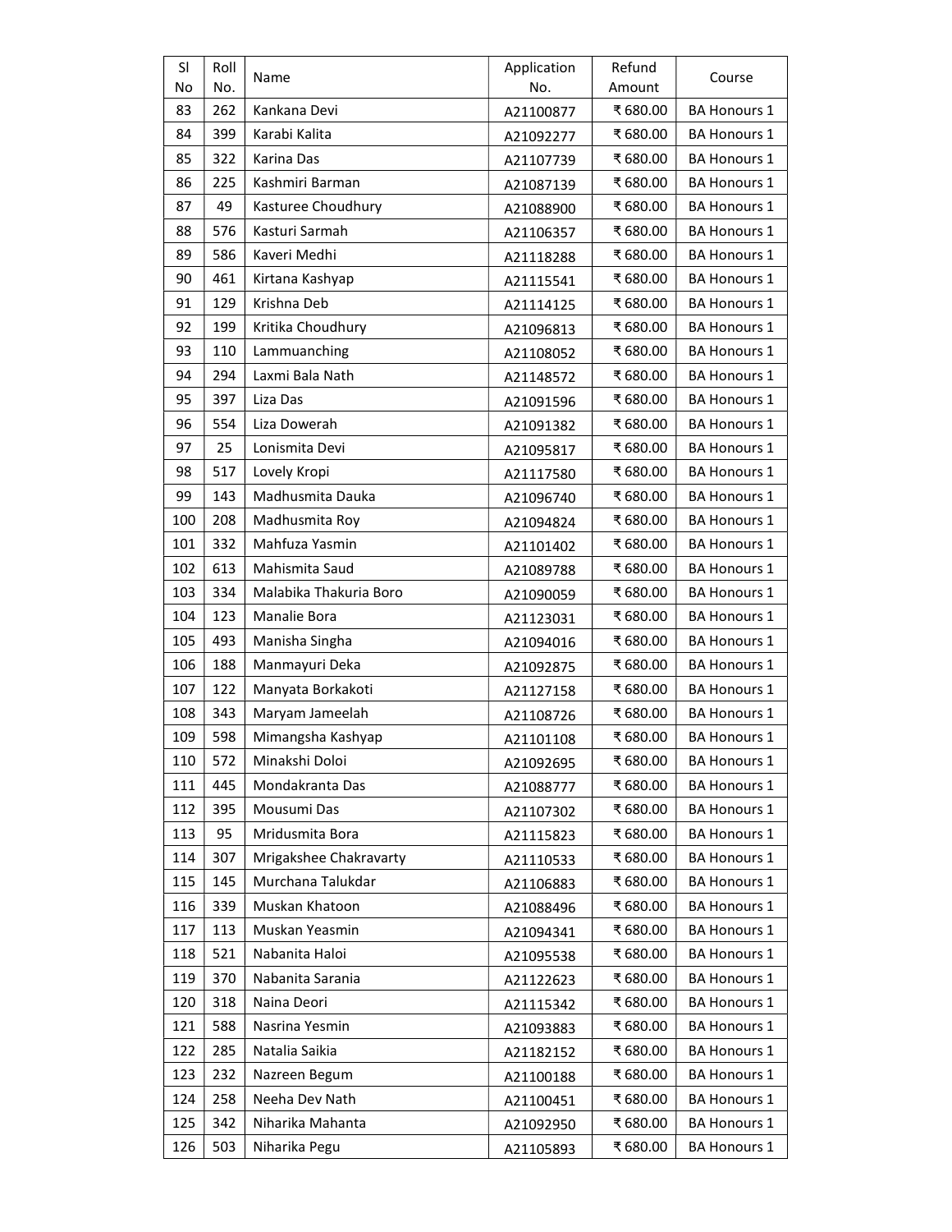| Sl No | Roll No. | Name | Application No. | Refund Amount | Course |
|---|---|---|---|---|---|
| 83 | 262 | Kankana Devi | A21100877 | ₹ 680.00 | BA Honours 1 |
| 84 | 399 | Karabi Kalita | A21092277 | ₹ 680.00 | BA Honours 1 |
| 85 | 322 | Karina Das | A21107739 | ₹ 680.00 | BA Honours 1 |
| 86 | 225 | Kashmiri Barman | A21087139 | ₹ 680.00 | BA Honours 1 |
| 87 | 49 | Kasturee Choudhury | A21088900 | ₹ 680.00 | BA Honours 1 |
| 88 | 576 | Kasturi Sarmah | A21106357 | ₹ 680.00 | BA Honours 1 |
| 89 | 586 | Kaveri Medhi | A21118288 | ₹ 680.00 | BA Honours 1 |
| 90 | 461 | Kirtana Kashyap | A21115541 | ₹ 680.00 | BA Honours 1 |
| 91 | 129 | Krishna Deb | A21114125 | ₹ 680.00 | BA Honours 1 |
| 92 | 199 | Kritika Choudhury | A21096813 | ₹ 680.00 | BA Honours 1 |
| 93 | 110 | Lammuanching | A21108052 | ₹ 680.00 | BA Honours 1 |
| 94 | 294 | Laxmi Bala Nath | A21148572 | ₹ 680.00 | BA Honours 1 |
| 95 | 397 | Liza Das | A21091596 | ₹ 680.00 | BA Honours 1 |
| 96 | 554 | Liza Dowerah | A21091382 | ₹ 680.00 | BA Honours 1 |
| 97 | 25 | Lonismita Devi | A21095817 | ₹ 680.00 | BA Honours 1 |
| 98 | 517 | Lovely Kropi | A21117580 | ₹ 680.00 | BA Honours 1 |
| 99 | 143 | Madhusmita Dauka | A21096740 | ₹ 680.00 | BA Honours 1 |
| 100 | 208 | Madhusmita Roy | A21094824 | ₹ 680.00 | BA Honours 1 |
| 101 | 332 | Mahfuza Yasmin | A21101402 | ₹ 680.00 | BA Honours 1 |
| 102 | 613 | Mahismita Saud | A21089788 | ₹ 680.00 | BA Honours 1 |
| 103 | 334 | Malabika Thakuria Boro | A21090059 | ₹ 680.00 | BA Honours 1 |
| 104 | 123 | Manalie Bora | A21123031 | ₹ 680.00 | BA Honours 1 |
| 105 | 493 | Manisha Singha | A21094016 | ₹ 680.00 | BA Honours 1 |
| 106 | 188 | Manmayuri Deka | A21092875 | ₹ 680.00 | BA Honours 1 |
| 107 | 122 | Manyata Borkakoti | A21127158 | ₹ 680.00 | BA Honours 1 |
| 108 | 343 | Maryam Jameelah | A21108726 | ₹ 680.00 | BA Honours 1 |
| 109 | 598 | Mimangsha Kashyap | A21101108 | ₹ 680.00 | BA Honours 1 |
| 110 | 572 | Minakshi Doloi | A21092695 | ₹ 680.00 | BA Honours 1 |
| 111 | 445 | Mondakranta Das | A21088777 | ₹ 680.00 | BA Honours 1 |
| 112 | 395 | Mousumi Das | A21107302 | ₹ 680.00 | BA Honours 1 |
| 113 | 95 | Mridusmita Bora | A21115823 | ₹ 680.00 | BA Honours 1 |
| 114 | 307 | Mrigakshee Chakravarty | A21110533 | ₹ 680.00 | BA Honours 1 |
| 115 | 145 | Murchana Talukdar | A21106883 | ₹ 680.00 | BA Honours 1 |
| 116 | 339 | Muskan Khatoon | A21088496 | ₹ 680.00 | BA Honours 1 |
| 117 | 113 | Muskan Yeasmin | A21094341 | ₹ 680.00 | BA Honours 1 |
| 118 | 521 | Nabanita Haloi | A21095538 | ₹ 680.00 | BA Honours 1 |
| 119 | 370 | Nabanita Sarania | A21122623 | ₹ 680.00 | BA Honours 1 |
| 120 | 318 | Naina Deori | A21115342 | ₹ 680.00 | BA Honours 1 |
| 121 | 588 | Nasrina Yesmin | A21093883 | ₹ 680.00 | BA Honours 1 |
| 122 | 285 | Natalia Saikia | A21182152 | ₹ 680.00 | BA Honours 1 |
| 123 | 232 | Nazreen Begum | A21100188 | ₹ 680.00 | BA Honours 1 |
| 124 | 258 | Neeha Dev Nath | A21100451 | ₹ 680.00 | BA Honours 1 |
| 125 | 342 | Niharika Mahanta | A21092950 | ₹ 680.00 | BA Honours 1 |
| 126 | 503 | Niharika Pegu | A21105893 | ₹ 680.00 | BA Honours 1 |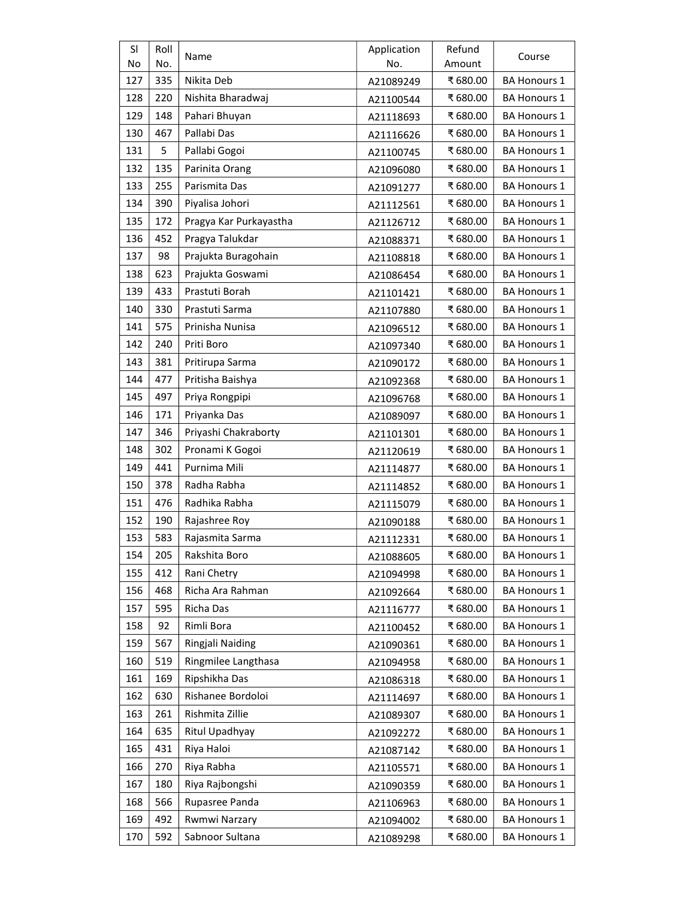| Sl No | Roll No. | Name | Application No. | Refund Amount | Course |
|---|---|---|---|---|---|
| 127 | 335 | Nikita Deb | A21089249 | ₹ 680.00 | BA Honours 1 |
| 128 | 220 | Nishita Bharadwaj | A21100544 | ₹ 680.00 | BA Honours 1 |
| 129 | 148 | Pahari Bhuyan | A21118693 | ₹ 680.00 | BA Honours 1 |
| 130 | 467 | Pallabi Das | A21116626 | ₹ 680.00 | BA Honours 1 |
| 131 | 5 | Pallabi Gogoi | A21100745 | ₹ 680.00 | BA Honours 1 |
| 132 | 135 | Parinita Orang | A21096080 | ₹ 680.00 | BA Honours 1 |
| 133 | 255 | Parismita Das | A21091277 | ₹ 680.00 | BA Honours 1 |
| 134 | 390 | Piyalisa Johori | A21112561 | ₹ 680.00 | BA Honours 1 |
| 135 | 172 | Pragya Kar Purkayastha | A21126712 | ₹ 680.00 | BA Honours 1 |
| 136 | 452 | Pragya Talukdar | A21088371 | ₹ 680.00 | BA Honours 1 |
| 137 | 98 | Prajukta Buragohain | A21108818 | ₹ 680.00 | BA Honours 1 |
| 138 | 623 | Prajukta Goswami | A21086454 | ₹ 680.00 | BA Honours 1 |
| 139 | 433 | Prastuti Borah | A21101421 | ₹ 680.00 | BA Honours 1 |
| 140 | 330 | Prastuti Sarma | A21107880 | ₹ 680.00 | BA Honours 1 |
| 141 | 575 | Prinisha Nunisa | A21096512 | ₹ 680.00 | BA Honours 1 |
| 142 | 240 | Priti Boro | A21097340 | ₹ 680.00 | BA Honours 1 |
| 143 | 381 | Pritirupa Sarma | A21090172 | ₹ 680.00 | BA Honours 1 |
| 144 | 477 | Pritisha Baishya | A21092368 | ₹ 680.00 | BA Honours 1 |
| 145 | 497 | Priya Rongpipi | A21096768 | ₹ 680.00 | BA Honours 1 |
| 146 | 171 | Priyanka Das | A21089097 | ₹ 680.00 | BA Honours 1 |
| 147 | 346 | Priyashi Chakraborty | A21101301 | ₹ 680.00 | BA Honours 1 |
| 148 | 302 | Pronami K Gogoi | A21120619 | ₹ 680.00 | BA Honours 1 |
| 149 | 441 | Purnima Mili | A21114877 | ₹ 680.00 | BA Honours 1 |
| 150 | 378 | Radha Rabha | A21114852 | ₹ 680.00 | BA Honours 1 |
| 151 | 476 | Radhika Rabha | A21115079 | ₹ 680.00 | BA Honours 1 |
| 152 | 190 | Rajashree Roy | A21090188 | ₹ 680.00 | BA Honours 1 |
| 153 | 583 | Rajasmita Sarma | A21112331 | ₹ 680.00 | BA Honours 1 |
| 154 | 205 | Rakshita Boro | A21088605 | ₹ 680.00 | BA Honours 1 |
| 155 | 412 | Rani Chetry | A21094998 | ₹ 680.00 | BA Honours 1 |
| 156 | 468 | Richa Ara Rahman | A21092664 | ₹ 680.00 | BA Honours 1 |
| 157 | 595 | Richa Das | A21116777 | ₹ 680.00 | BA Honours 1 |
| 158 | 92 | Rimli Bora | A21100452 | ₹ 680.00 | BA Honours 1 |
| 159 | 567 | Ringjali Naiding | A21090361 | ₹ 680.00 | BA Honours 1 |
| 160 | 519 | Ringmilee Langthasa | A21094958 | ₹ 680.00 | BA Honours 1 |
| 161 | 169 | Ripshikha Das | A21086318 | ₹ 680.00 | BA Honours 1 |
| 162 | 630 | Rishanee Bordoloi | A21114697 | ₹ 680.00 | BA Honours 1 |
| 163 | 261 | Rishmita Zillie | A21089307 | ₹ 680.00 | BA Honours 1 |
| 164 | 635 | Ritul Upadhyay | A21092272 | ₹ 680.00 | BA Honours 1 |
| 165 | 431 | Riya Haloi | A21087142 | ₹ 680.00 | BA Honours 1 |
| 166 | 270 | Riya Rabha | A21105571 | ₹ 680.00 | BA Honours 1 |
| 167 | 180 | Riya Rajbongshi | A21090359 | ₹ 680.00 | BA Honours 1 |
| 168 | 566 | Rupasree Panda | A21106963 | ₹ 680.00 | BA Honours 1 |
| 169 | 492 | Rwmwi Narzary | A21094002 | ₹ 680.00 | BA Honours 1 |
| 170 | 592 | Sabnoor Sultana | A21089298 | ₹ 680.00 | BA Honours 1 |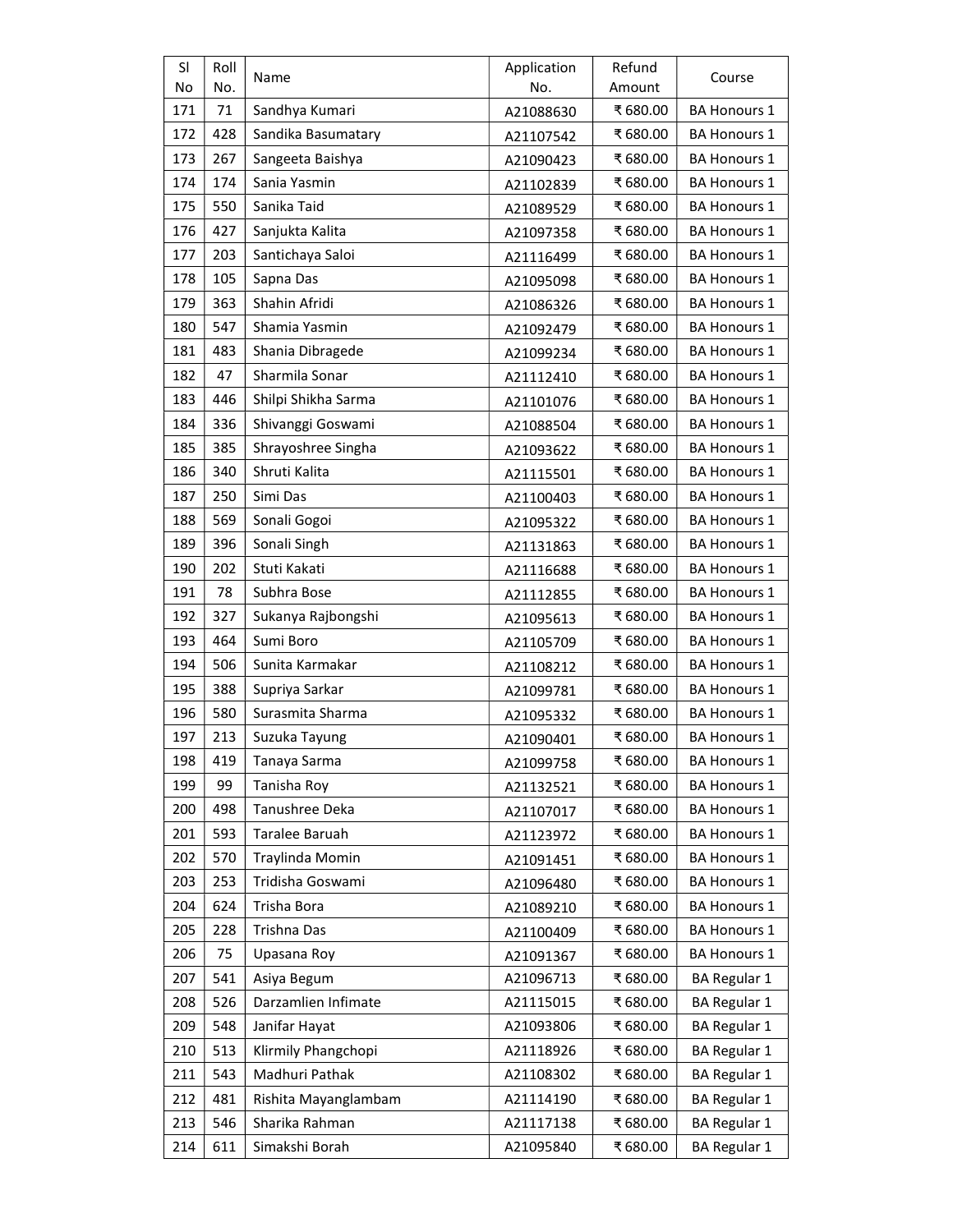| Sl No | Roll No. | Name | Application No. | Refund Amount | Course |
|---|---|---|---|---|---|
| 171 | 71 | Sandhya Kumari | A21088630 | ₹ 680.00 | BA Honours 1 |
| 172 | 428 | Sandika Basumatary | A21107542 | ₹ 680.00 | BA Honours 1 |
| 173 | 267 | Sangeeta Baishya | A21090423 | ₹ 680.00 | BA Honours 1 |
| 174 | 174 | Sania Yasmin | A21102839 | ₹ 680.00 | BA Honours 1 |
| 175 | 550 | Sanika Taid | A21089529 | ₹ 680.00 | BA Honours 1 |
| 176 | 427 | Sanjukta Kalita | A21097358 | ₹ 680.00 | BA Honours 1 |
| 177 | 203 | Santichaya Saloi | A21116499 | ₹ 680.00 | BA Honours 1 |
| 178 | 105 | Sapna Das | A21095098 | ₹ 680.00 | BA Honours 1 |
| 179 | 363 | Shahin Afridi | A21086326 | ₹ 680.00 | BA Honours 1 |
| 180 | 547 | Shamia Yasmin | A21092479 | ₹ 680.00 | BA Honours 1 |
| 181 | 483 | Shania Dibragede | A21099234 | ₹ 680.00 | BA Honours 1 |
| 182 | 47 | Sharmila Sonar | A21112410 | ₹ 680.00 | BA Honours 1 |
| 183 | 446 | Shilpi Shikha Sarma | A21101076 | ₹ 680.00 | BA Honours 1 |
| 184 | 336 | Shivanggi Goswami | A21088504 | ₹ 680.00 | BA Honours 1 |
| 185 | 385 | Shrayoshree Singha | A21093622 | ₹ 680.00 | BA Honours 1 |
| 186 | 340 | Shruti Kalita | A21115501 | ₹ 680.00 | BA Honours 1 |
| 187 | 250 | Simi Das | A21100403 | ₹ 680.00 | BA Honours 1 |
| 188 | 569 | Sonali Gogoi | A21095322 | ₹ 680.00 | BA Honours 1 |
| 189 | 396 | Sonali Singh | A21131863 | ₹ 680.00 | BA Honours 1 |
| 190 | 202 | Stuti Kakati | A21116688 | ₹ 680.00 | BA Honours 1 |
| 191 | 78 | Subhra Bose | A21112855 | ₹ 680.00 | BA Honours 1 |
| 192 | 327 | Sukanya Rajbongshi | A21095613 | ₹ 680.00 | BA Honours 1 |
| 193 | 464 | Sumi Boro | A21105709 | ₹ 680.00 | BA Honours 1 |
| 194 | 506 | Sunita Karmakar | A21108212 | ₹ 680.00 | BA Honours 1 |
| 195 | 388 | Supriya Sarkar | A21099781 | ₹ 680.00 | BA Honours 1 |
| 196 | 580 | Surasmita Sharma | A21095332 | ₹ 680.00 | BA Honours 1 |
| 197 | 213 | Suzuka Tayung | A21090401 | ₹ 680.00 | BA Honours 1 |
| 198 | 419 | Tanaya Sarma | A21099758 | ₹ 680.00 | BA Honours 1 |
| 199 | 99 | Tanisha Roy | A21132521 | ₹ 680.00 | BA Honours 1 |
| 200 | 498 | Tanushree Deka | A21107017 | ₹ 680.00 | BA Honours 1 |
| 201 | 593 | Taralee Baruah | A21123972 | ₹ 680.00 | BA Honours 1 |
| 202 | 570 | Traylinda Momin | A21091451 | ₹ 680.00 | BA Honours 1 |
| 203 | 253 | Tridisha Goswami | A21096480 | ₹ 680.00 | BA Honours 1 |
| 204 | 624 | Trisha Bora | A21089210 | ₹ 680.00 | BA Honours 1 |
| 205 | 228 | Trishna Das | A21100409 | ₹ 680.00 | BA Honours 1 |
| 206 | 75 | Upasana Roy | A21091367 | ₹ 680.00 | BA Honours 1 |
| 207 | 541 | Asiya Begum | A21096713 | ₹ 680.00 | BA Regular 1 |
| 208 | 526 | Darzamlien Infimate | A21115015 | ₹ 680.00 | BA Regular 1 |
| 209 | 548 | Janifar Hayat | A21093806 | ₹ 680.00 | BA Regular 1 |
| 210 | 513 | Klirmily Phangchopi | A21118926 | ₹ 680.00 | BA Regular 1 |
| 211 | 543 | Madhuri Pathak | A21108302 | ₹ 680.00 | BA Regular 1 |
| 212 | 481 | Rishita Mayanglambam | A21114190 | ₹ 680.00 | BA Regular 1 |
| 213 | 546 | Sharika Rahman | A21117138 | ₹ 680.00 | BA Regular 1 |
| 214 | 611 | Simakshi Borah | A21095840 | ₹ 680.00 | BA Regular 1 |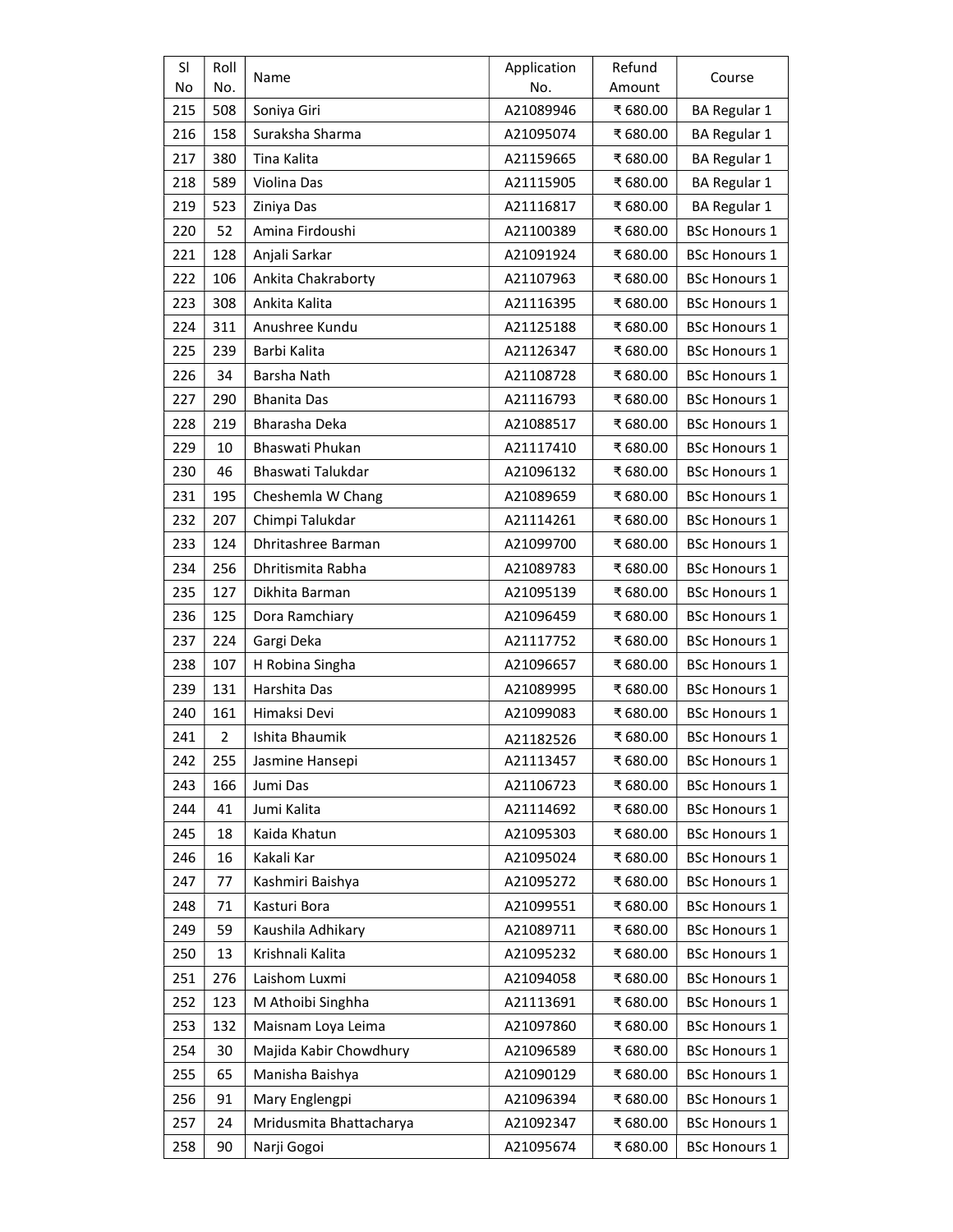| Sl No | Roll No. | Name | Application No. | Refund Amount | Course |
|---|---|---|---|---|---|
| 215 | 508 | Soniya Giri | A21089946 | ₹ 680.00 | BA Regular 1 |
| 216 | 158 | Suraksha Sharma | A21095074 | ₹ 680.00 | BA Regular 1 |
| 217 | 380 | Tina Kalita | A21159665 | ₹ 680.00 | BA Regular 1 |
| 218 | 589 | Violina Das | A21115905 | ₹ 680.00 | BA Regular 1 |
| 219 | 523 | Ziniya Das | A21116817 | ₹ 680.00 | BA Regular 1 |
| 220 | 52 | Amina Firdoushi | A21100389 | ₹ 680.00 | BSc Honours 1 |
| 221 | 128 | Anjali Sarkar | A21091924 | ₹ 680.00 | BSc Honours 1 |
| 222 | 106 | Ankita Chakraborty | A21107963 | ₹ 680.00 | BSc Honours 1 |
| 223 | 308 | Ankita Kalita | A21116395 | ₹ 680.00 | BSc Honours 1 |
| 224 | 311 | Anushree Kundu | A21125188 | ₹ 680.00 | BSc Honours 1 |
| 225 | 239 | Barbi Kalita | A21126347 | ₹ 680.00 | BSc Honours 1 |
| 226 | 34 | Barsha Nath | A21108728 | ₹ 680.00 | BSc Honours 1 |
| 227 | 290 | Bhanita Das | A21116793 | ₹ 680.00 | BSc Honours 1 |
| 228 | 219 | Bharasha Deka | A21088517 | ₹ 680.00 | BSc Honours 1 |
| 229 | 10 | Bhaswati Phukan | A21117410 | ₹ 680.00 | BSc Honours 1 |
| 230 | 46 | Bhaswati Talukdar | A21096132 | ₹ 680.00 | BSc Honours 1 |
| 231 | 195 | Cheshemla W Chang | A21089659 | ₹ 680.00 | BSc Honours 1 |
| 232 | 207 | Chimpi Talukdar | A21114261 | ₹ 680.00 | BSc Honours 1 |
| 233 | 124 | Dhritashree Barman | A21099700 | ₹ 680.00 | BSc Honours 1 |
| 234 | 256 | Dhritismita Rabha | A21089783 | ₹ 680.00 | BSc Honours 1 |
| 235 | 127 | Dikhita Barman | A21095139 | ₹ 680.00 | BSc Honours 1 |
| 236 | 125 | Dora Ramchiary | A21096459 | ₹ 680.00 | BSc Honours 1 |
| 237 | 224 | Gargi Deka | A21117752 | ₹ 680.00 | BSc Honours 1 |
| 238 | 107 | H Robina Singha | A21096657 | ₹ 680.00 | BSc Honours 1 |
| 239 | 131 | Harshita Das | A21089995 | ₹ 680.00 | BSc Honours 1 |
| 240 | 161 | Himaksi Devi | A21099083 | ₹ 680.00 | BSc Honours 1 |
| 241 | 2 | Ishita Bhaumik | A21182526 | ₹ 680.00 | BSc Honours 1 |
| 242 | 255 | Jasmine Hansepi | A21113457 | ₹ 680.00 | BSc Honours 1 |
| 243 | 166 | Jumi Das | A21106723 | ₹ 680.00 | BSc Honours 1 |
| 244 | 41 | Jumi Kalita | A21114692 | ₹ 680.00 | BSc Honours 1 |
| 245 | 18 | Kaida Khatun | A21095303 | ₹ 680.00 | BSc Honours 1 |
| 246 | 16 | Kakali Kar | A21095024 | ₹ 680.00 | BSc Honours 1 |
| 247 | 77 | Kashmiri Baishya | A21095272 | ₹ 680.00 | BSc Honours 1 |
| 248 | 71 | Kasturi Bora | A21099551 | ₹ 680.00 | BSc Honours 1 |
| 249 | 59 | Kaushila Adhikary | A21089711 | ₹ 680.00 | BSc Honours 1 |
| 250 | 13 | Krishnali Kalita | A21095232 | ₹ 680.00 | BSc Honours 1 |
| 251 | 276 | Laishom Luxmi | A21094058 | ₹ 680.00 | BSc Honours 1 |
| 252 | 123 | M Athoibi Singhha | A21113691 | ₹ 680.00 | BSc Honours 1 |
| 253 | 132 | Maisnam Loya Leima | A21097860 | ₹ 680.00 | BSc Honours 1 |
| 254 | 30 | Majida Kabir Chowdhury | A21096589 | ₹ 680.00 | BSc Honours 1 |
| 255 | 65 | Manisha Baishya | A21090129 | ₹ 680.00 | BSc Honours 1 |
| 256 | 91 | Mary Englengpi | A21096394 | ₹ 680.00 | BSc Honours 1 |
| 257 | 24 | Mridusmita Bhattacharya | A21092347 | ₹ 680.00 | BSc Honours 1 |
| 258 | 90 | Narji Gogoi | A21095674 | ₹ 680.00 | BSc Honours 1 |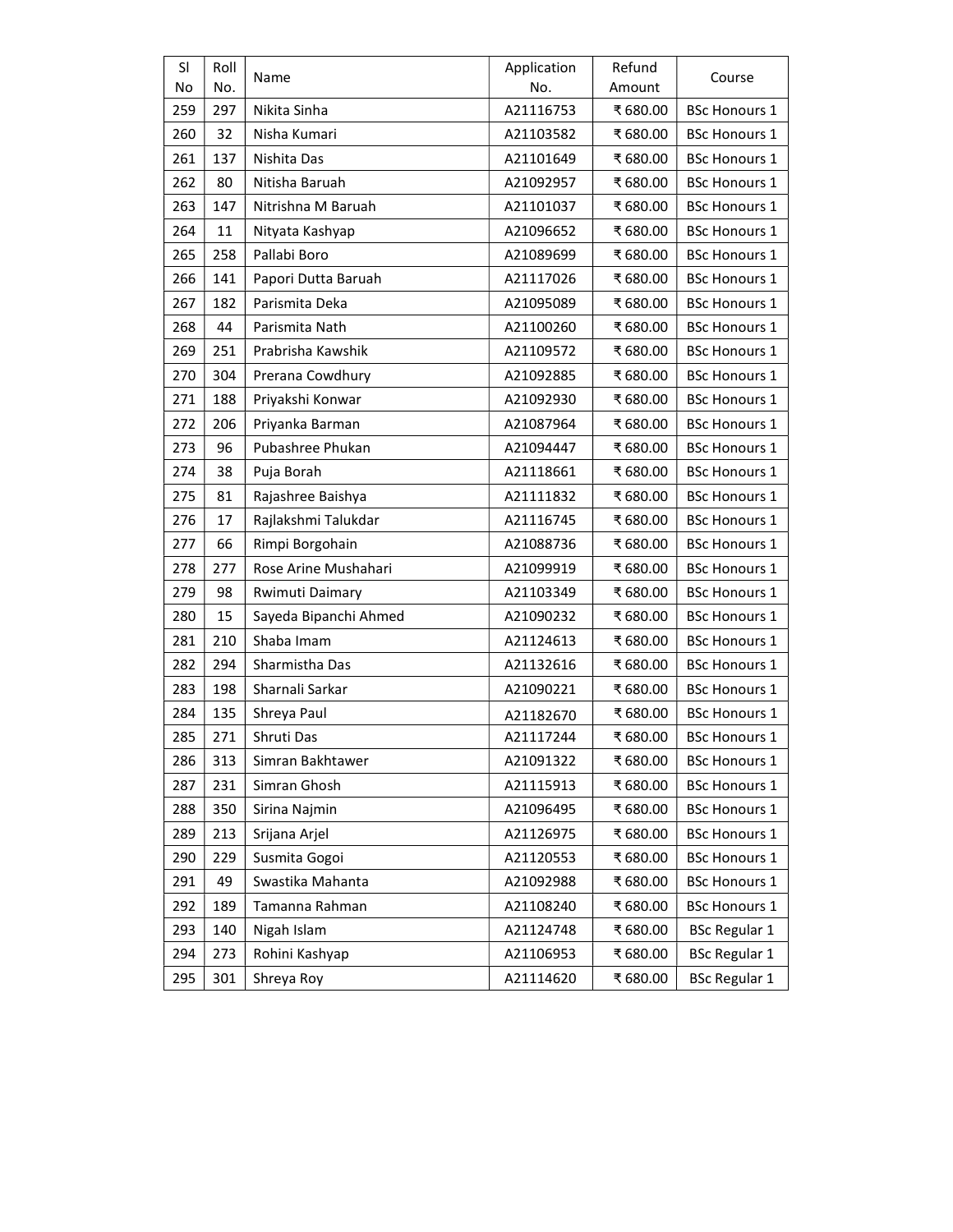| Sl No | Roll No. | Name | Application No. | Refund Amount | Course |
|---|---|---|---|---|---|
| 259 | 297 | Nikita Sinha | A21116753 | ₹ 680.00 | BSc Honours 1 |
| 260 | 32 | Nisha Kumari | A21103582 | ₹ 680.00 | BSc Honours 1 |
| 261 | 137 | Nishita Das | A21101649 | ₹ 680.00 | BSc Honours 1 |
| 262 | 80 | Nitisha Baruah | A21092957 | ₹ 680.00 | BSc Honours 1 |
| 263 | 147 | Nitrishna M Baruah | A21101037 | ₹ 680.00 | BSc Honours 1 |
| 264 | 11 | Nityata Kashyap | A21096652 | ₹ 680.00 | BSc Honours 1 |
| 265 | 258 | Pallabi Boro | A21089699 | ₹ 680.00 | BSc Honours 1 |
| 266 | 141 | Papori Dutta Baruah | A21117026 | ₹ 680.00 | BSc Honours 1 |
| 267 | 182 | Parismita Deka | A21095089 | ₹ 680.00 | BSc Honours 1 |
| 268 | 44 | Parismita Nath | A21100260 | ₹ 680.00 | BSc Honours 1 |
| 269 | 251 | Prabrisha Kawshik | A21109572 | ₹ 680.00 | BSc Honours 1 |
| 270 | 304 | Prerana Cowdhury | A21092885 | ₹ 680.00 | BSc Honours 1 |
| 271 | 188 | Priyakshi Konwar | A21092930 | ₹ 680.00 | BSc Honours 1 |
| 272 | 206 | Priyanka Barman | A21087964 | ₹ 680.00 | BSc Honours 1 |
| 273 | 96 | Pubashree Phukan | A21094447 | ₹ 680.00 | BSc Honours 1 |
| 274 | 38 | Puja Borah | A21118661 | ₹ 680.00 | BSc Honours 1 |
| 275 | 81 | Rajashree Baishya | A21111832 | ₹ 680.00 | BSc Honours 1 |
| 276 | 17 | Rajlakshmi Talukdar | A21116745 | ₹ 680.00 | BSc Honours 1 |
| 277 | 66 | Rimpi Borgohain | A21088736 | ₹ 680.00 | BSc Honours 1 |
| 278 | 277 | Rose Arine Mushahari | A21099919 | ₹ 680.00 | BSc Honours 1 |
| 279 | 98 | Rwimuti Daimary | A21103349 | ₹ 680.00 | BSc Honours 1 |
| 280 | 15 | Sayeda Bipanchi Ahmed | A21090232 | ₹ 680.00 | BSc Honours 1 |
| 281 | 210 | Shaba Imam | A21124613 | ₹ 680.00 | BSc Honours 1 |
| 282 | 294 | Sharmistha Das | A21132616 | ₹ 680.00 | BSc Honours 1 |
| 283 | 198 | Sharnali Sarkar | A21090221 | ₹ 680.00 | BSc Honours 1 |
| 284 | 135 | Shreya Paul | A21182670 | ₹ 680.00 | BSc Honours 1 |
| 285 | 271 | Shruti Das | A21117244 | ₹ 680.00 | BSc Honours 1 |
| 286 | 313 | Simran Bakhtawer | A21091322 | ₹ 680.00 | BSc Honours 1 |
| 287 | 231 | Simran Ghosh | A21115913 | ₹ 680.00 | BSc Honours 1 |
| 288 | 350 | Sirina Najmin | A21096495 | ₹ 680.00 | BSc Honours 1 |
| 289 | 213 | Srijana Arjel | A21126975 | ₹ 680.00 | BSc Honours 1 |
| 290 | 229 | Susmita Gogoi | A21120553 | ₹ 680.00 | BSc Honours 1 |
| 291 | 49 | Swastika Mahanta | A21092988 | ₹ 680.00 | BSc Honours 1 |
| 292 | 189 | Tamanna Rahman | A21108240 | ₹ 680.00 | BSc Honours 1 |
| 293 | 140 | Nigah Islam | A21124748 | ₹ 680.00 | BSc Regular 1 |
| 294 | 273 | Rohini Kashyap | A21106953 | ₹ 680.00 | BSc Regular 1 |
| 295 | 301 | Shreya Roy | A21114620 | ₹ 680.00 | BSc Regular 1 |